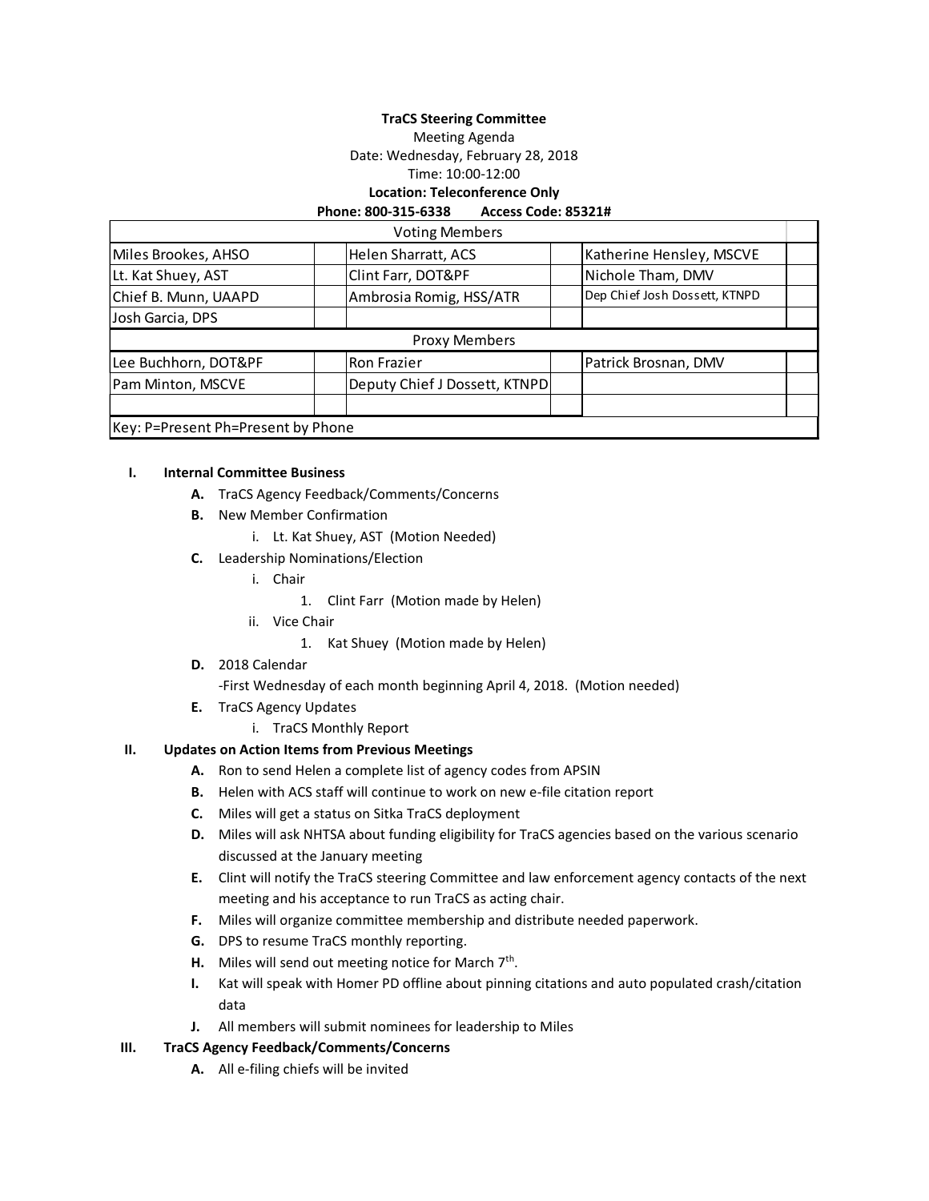**TraCS Steering Committee**

Meeting Agenda

Date: Wednesday, February 28, 2018

Time: 10:00-12:00

**Location: Teleconference Only**

**Phone: 800-315-6338 Access Code: 85321#**

| Voting Members | | | | | |
|---|---|---|---|---|---|
| Miles Brookes, AHSO | | Helen Sharratt, ACS | | Katherine Hensley, MSCVE | |
| Lt. Kat Shuey, AST | | Clint Farr, DOT&PF | | Nichole Tham, DMV | |
| Chief B. Munn, UAAPD | | Ambrosia Romig, HSS/ATR | | Dep Chief Josh Dossett, KTNPD | |
| Josh Garcia, DPS | | | | | |
| Proxy Members | | | | | |
| Lee Buchhorn, DOT&PF | | Ron Frazier | | Patrick Brosnan, DMV | |
| Pam Minton, MSCVE | | Deputy Chief J Dossett, KTNPD | | | |
| | | | | | |
| Key: P=Present Ph=Present by Phone | | | | | |

**I. Internal Committee Business**

- **A.** TraCS Agency Feedback/Comments/Concerns
- **B.** New Member Confirmation
  - i. Lt. Kat Shuey, AST (Motion Needed)
- **C.** Leadership Nominations/Election
  - i. Chair
    1. Clint Farr (Motion made by Helen)
  - ii. Vice Chair
    1. Kat Shuey (Motion made by Helen)
- **D.** 2018 Calendar

  -First Wednesday of each month beginning April 4, 2018. (Motion needed)
- **E.** TraCS Agency Updates
  - i. TraCS Monthly Report

**II. Updates on Action Items from Previous Meetings**

- **A.** Ron to send Helen a complete list of agency codes from APSIN
- **B.** Helen with ACS staff will continue to work on new e-file citation report
- **C.** Miles will get a status on Sitka TraCS deployment
- **D.** Miles will ask NHTSA about funding eligibility for TraCS agencies based on the various scenario discussed at the January meeting
- **E.** Clint will notify the TraCS steering Committee and law enforcement agency contacts of the next meeting and his acceptance to run TraCS as acting chair.
- **F.** Miles will organize committee membership and distribute needed paperwork.
- **G.** DPS to resume TraCS monthly reporting.
- **H.** Miles will send out meeting notice for March 7th.
- **I.** Kat will speak with Homer PD offline about pinning citations and auto populated crash/citation data
- **J.** All members will submit nominees for leadership to Miles

**III. TraCS Agency Feedback/Comments/Concerns**

- **A.** All e-filing chiefs will be invited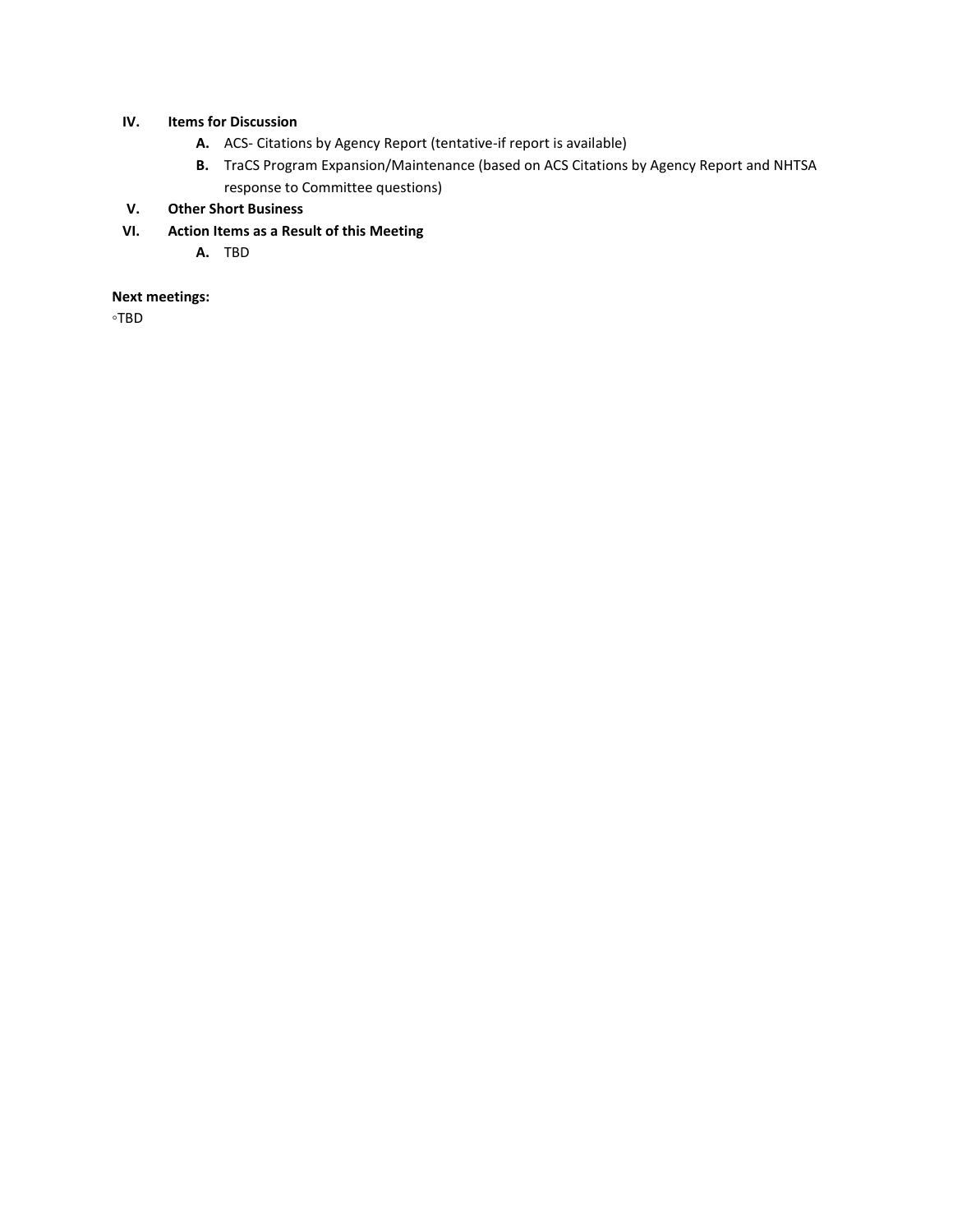IV. **Items for Discussion**
   - **A.** ACS- Citations by Agency Report (tentative-if report is available)
   - **B.** TraCS Program Expansion/Maintenance (based on ACS Citations by Agency Report and NHTSA response to Committee questions)

V. **Other Short Business**

VI. **Action Items as a Result of this Meeting**
   - **A.** TBD

**Next meetings:**

◦TBD